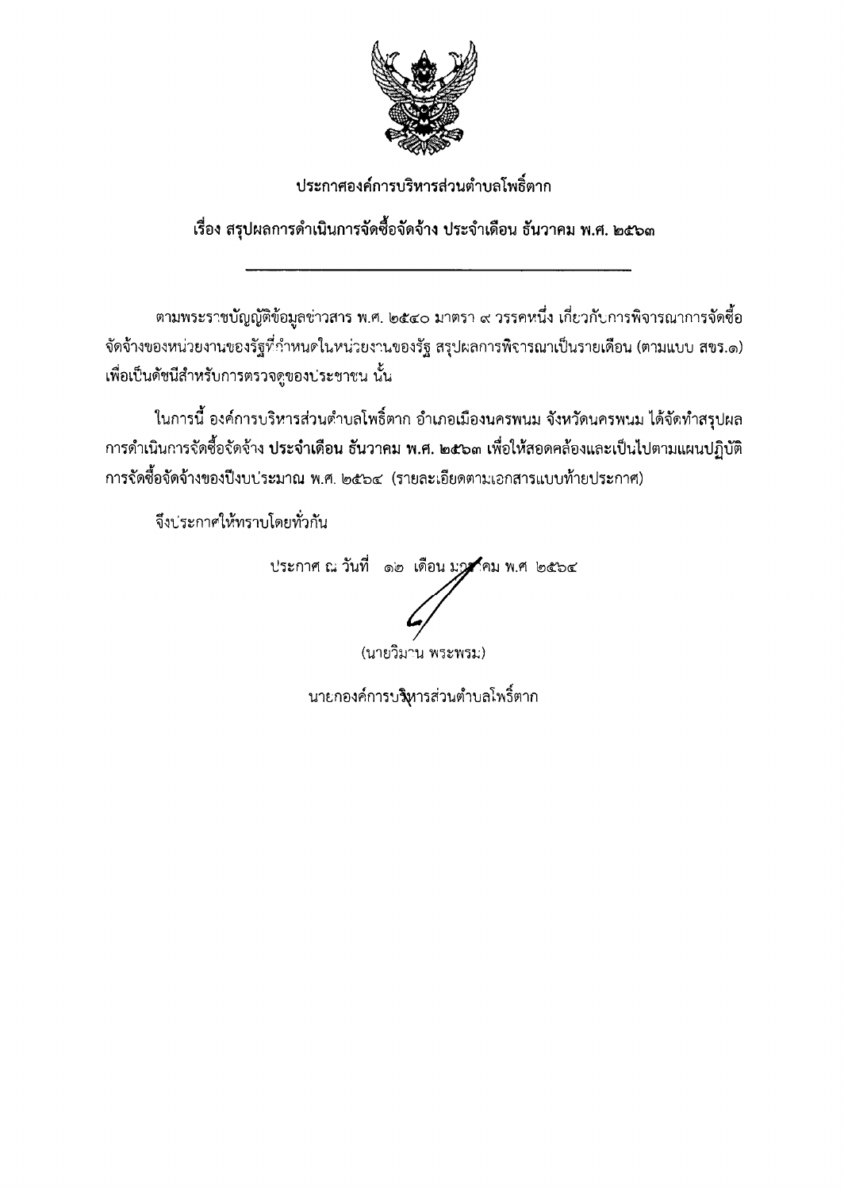# ประกาศองค์การบริหารส่วนตำบลโพธิ์ตาก

## เรื่อง สรุปผลการดำเนินการจัดซื้อจัดจ้าง ประจำเดือน ธันวาคม พ.ศ. ๒๕๖๓

---

ตามพระราชบัญญัติข้อมูลข่าวสาร พ.ศ. ๒๕๔๐ มาตรา ๙ วรรคหนึ่ง เกี่ยวกับการพิจารณาการจัดซื้อจัดจ้างของหน่วยงานของรัฐที่กำหนดในหน่วยงานของรัฐ สรุปผลการพิจารณาเป็นรายเดือน (ตามแบบ สขร.๑) เพื่อเป็นดัชนีสำหรับการตรวจดูของประชาชน นั้น

ในการนี้ องค์การบริหารส่วนตำบลโพธิ์ตาก อำเภอเมืองนครพนม จังหวัดนครพนม ได้จัดทำสรุปผลการดำเนินการจัดซื้อจัดจ้าง **ประจำเดือน ธันวาคม พ.ศ. ๒๕๖๓** เพื่อให้สอดคล้องและเป็นไปตามแผนปฏิบัติการจัดซื้อจัดจ้างของปีงบประมาณ พ.ศ. ๒๕๖๔ (รายละเอียดตามเอกสารแบบท้ายประกาศ)

จึงประกาศให้ทราบโดยทั่วกัน

ประกาศ ณ วันที่ ๑๒ เดือน มกราคม พ.ศ ๒๕๖๔

(นายวิมาน พระพรม)

นายกองค์การบริหารส่วนตำบลโพธิ์ตาก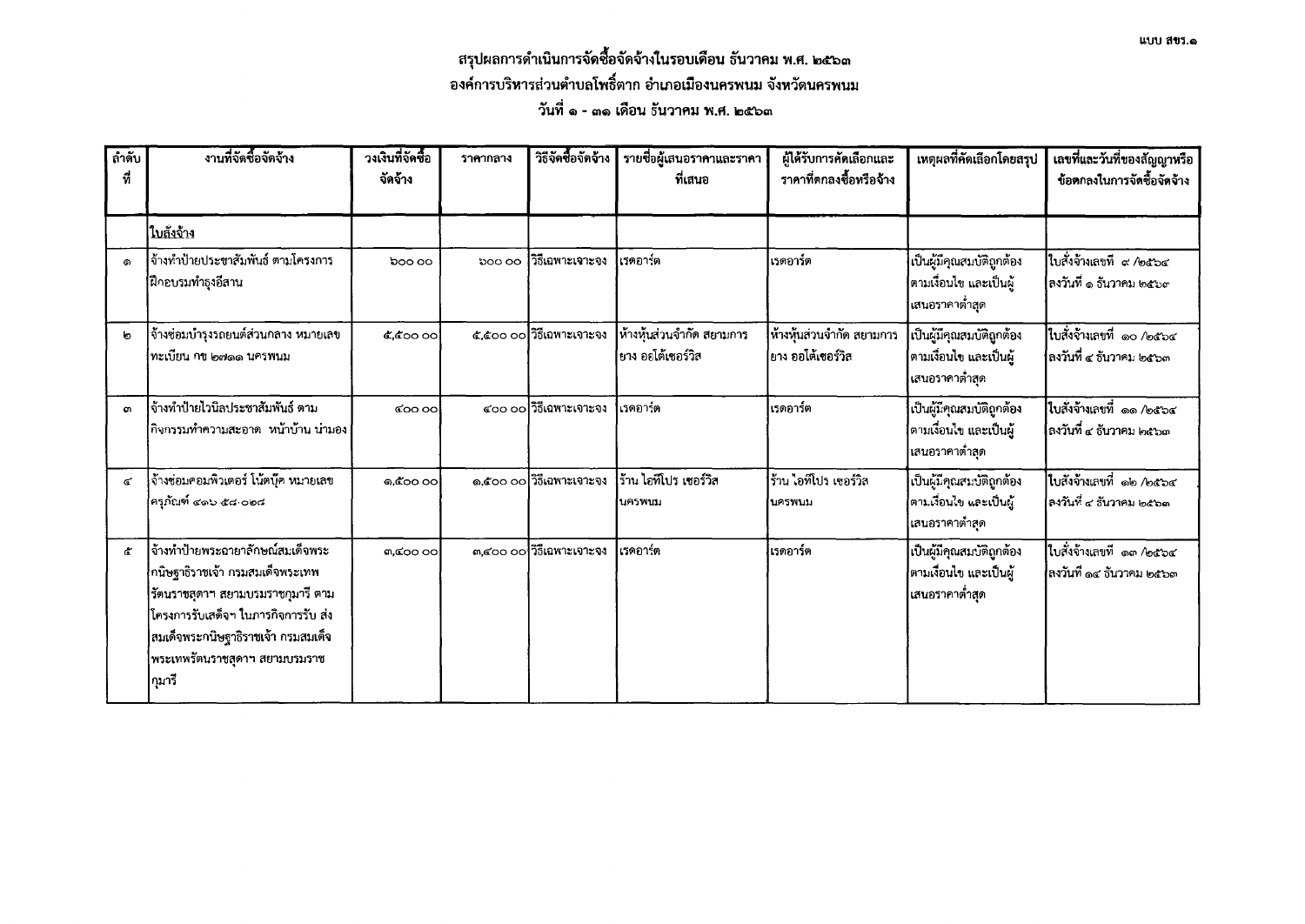แบบ สขร.๑

# สรุปผลการดำเนินการจัดซื้อจัดจ้างในรอบเดือน ธันวาคม พ.ศ. ๒๕๖๓

## องค์การบริหารส่วนตำบลโพธิ์ตาก อำเภอเมืองนครพนม จังหวัดนครพนม

### วันที่ ๑ - ๓๑ เดือน ธันวาคม พ.ศ. ๒๕๖๓

| ลำดับที่ | งานที่จัดซื้อจัดจ้าง | วงเงินที่จัดซื้อจัดจ้าง | ราคากลาง | วิธีจัดซื้อจัดจ้าง | รายชื่อผู้เสนอราคาและราคาที่เสนอ | ผู้ได้รับการคัดเลือกและราคาที่ตกลงซื้อหรือจ้าง | เหตุผลที่คัดเลือกโดยสรุป | เลขที่และวันที่ของสัญญาหรือข้อตกลงในการจัดซื้อจัดจ้าง |
|---|---|---|---|---|---|---|---|---|
| | ใบสั่งจ้าง | | | | | | | |
| ๑ | จ้างทำป้ายประชาสัมพันธ์ ตามโครงการฝึกอบรมทำธุงอีสาน | ๖๐๐ ๐๐ | ๖๐๐ ๐๐ | วิธีเฉพาะเจาะจง | เรดอาร์ต | เรดอาร์ต | เป็นผู้มีคุณสมบัติถูกต้องตามเงื่อนไข และเป็นผู้เสนอราคาต่ำสุด | ใบสั่งจ้างเลขที่ ๙ /๒๕๖๔ ลงวันที่ ๑ ธันวาคม ๒๕๖๓ |
| ๒ | จ้างซ่อมบำรุงรถยนต์ส่วนกลาง หมายเลขทะเบียน กข ๒๗๑๑ นครพนม | ๕,๕๐๐ ๐๐ | ๕,๕๐๐ ๐๐ | วิธีเฉพาะเจาะจง | ห้างหุ้นส่วนจำกัด สยามการยาง ออโต้เซอร์วิส | ห้างหุ้นส่วนจำกัด สยามการยาง ออโต้เซอร์วิส | เป็นผู้มีคุณสมบัติถูกต้องตามเงื่อนไข และเป็นผู้เสนอราคาต่ำสุด | ใบสั่งจ้างเลขที่ ๑๐ /๒๕๖๔ ลงวันที่ ๔ ธันวาคม ๒๕๖๓ |
| ๓ | จ้างทำป้ายไวนิลประชาสัมพันธ์ ตามกิจกรรมทำความสะอาด หน้าบ้าน น่ามอง | ๔๐๐ ๐๐ | ๔๐๐ ๐๐ | วิธีเฉพาะเจาะจง | เรดอาร์ต | เรดอาร์ต | เป็นผู้มีคุณสมบัติถูกต้องตามเงื่อนไข และเป็นผู้เสนอราคาต่ำสุด | ใบสั่งจ้างเลขที่ ๑๑ /๒๕๖๔ ลงวันที่ ๔ ธันวาคม ๒๕๖๓ |
| ๔ | จ้างซ่อมคอมพิวเตอร์ โน้ตบุ๊ค หมายเลขครุภัณฑ์ ๔๑๖ ๕๘-๐๒๔ | ๑,๕๐๐ ๐๐ | ๑,๕๐๐ ๐๐ | วิธีเฉพาะเจาะจง | ร้าน ไอทีโปร เซอร์วิส นครพนม | ร้าน ไอทีโปร เซอร์วิส นครพนม | เป็นผู้มีคุณสมบัติถูกต้องตามเงื่อนไข และเป็นผู้เสนอราคาต่ำสุด | ใบสั่งจ้างเลขที่ ๑๒ /๒๕๖๔ ลงวันที่ ๔ ธันวาคม ๒๕๖๓ |
| ๕ | จ้างทำป้ายพระฉายาลักษณ์สมเด็จพระกนิษฐาธิราชเจ้า กรมสมเด็จพระเทพรัตนราชสุดาฯ สยามบรมราชกุมารี ตามโครงการรับเสด็จฯ ในภารกิจการรับ ส่งสมเด็จพระกนิษฐาธิราชเจ้า กรมสมเด็จพระเทพรัตนราชสุดาฯ สยามบรมราชกุมารี | ๓,๔๐๐ ๐๐ | ๓,๔๐๐ ๐๐ | วิธีเฉพาะเจาะจง | เรดอาร์ต | เรดอาร์ต | เป็นผู้มีคุณสมบัติถูกต้องตามเงื่อนไข และเป็นผู้เสนอราคาต่ำสุด | ใบสั่งจ้างเลขที่ ๑๓ /๒๕๖๔ ลงวันที่ ๑๔ ธันวาคม ๒๕๖๓ |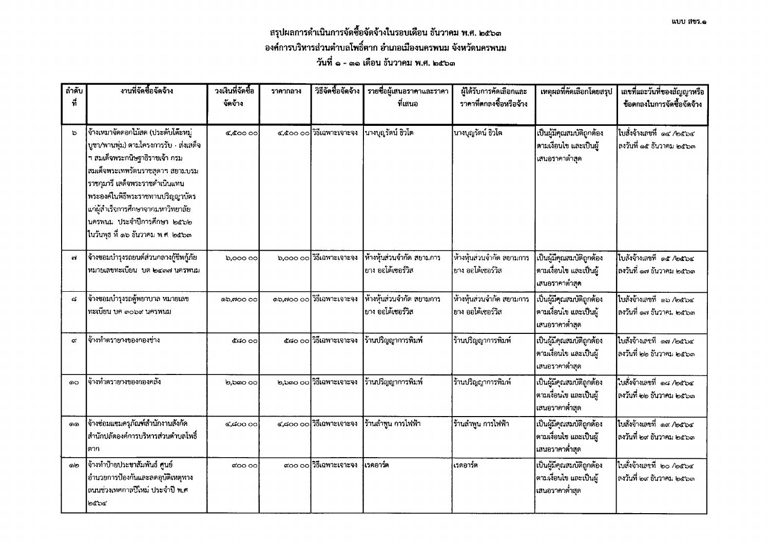แบบ สขร.๑

# สรุปผลการดำเนินการจัดซื้อจัดจ้างในรอบเดือน ธันวาคม พ.ศ. ๒๕๖๓
## องค์การบริหารส่วนตำบลโพธิ์ตาก อำเภอเมืองนครพนม จังหวัดนครพนม
### วันที่ ๑ - ๓๑ เดือน ธันวาคม พ.ศ. ๒๕๖๓

| ลำดับที่ | งานที่จัดซื้อจัดจ้าง | วงเงินที่จัดซื้อจัดจ้าง | ราคากลาง | วิธีจัดซื้อจัดจ้าง | รายชื่อผู้เสนอราคาและราคาที่เสนอ | ผู้ได้รับการคัดเลือกและราคาที่ตกลงซื้อหรือจ้าง | เหตุผลที่คัดเลือกโดยสรุป | เลขที่และวันที่ของสัญญาหรือข้อตกลงในการจัดซื้อจัดจ้าง |
|---|---|---|---|---|---|---|---|---|
| ๖ | จ้างเหมาจัดดอกไม้สด (ประดับโต๊ะหมู่บูชา/พานพุ่ม) ตามโครงการรับ - ส่งเสด็จ ฯ สมเด็จพระกนิษฐาธิราชเจ้า กรมสมเด็จพระเทพรัตนราชสุดาฯ สยามบรมราชกุมารี เสด็จพระราชดำเนินแทนพระองค์ในพิธีพระราชทานปริญญาบัตรแก่ผู้สำเร็จการศึกษาจากมหาวิทยาลัยนครพนม ประจำปีการศึกษา ๒๕๖๒ ในวันพุธ ที่ ๑๖ ธันวาคม พ.ศ. ๒๕๖๓ | ๔,๕๐๐.๐๐ | ๔,๕๐๐.๐๐ | วิธีเฉพาะเจาะจง | นางบุญรัตน์ ธิวโต | นางบุญรัตน์ ธิวโต | เป็นผู้มีคุณสมบัติถูกต้องตามเงื่อนไข และเป็นผู้เสนอราคาต่ำสุด | ใบสั่งจ้างเลขที่ ๑๔ /๒๕๖๔ ลงวันที่ ๑๕ ธันวาคม ๒๕๖๓ |
| ๗ | จ้างซ่อมบำรุงรถยนต์ส่วนกลางกู้ชีพกู้ภัย หมายเลขทะเบียน บต ๒๔๓๗ นครพนม | ๖,๐๐๐.๐๐ | ๖,๐๐๐.๐๐ | วิธีเฉพาะเจาะจง | ห้างหุ้นส่วนจำกัด สยามการยาง ออโต้เซอร์วิส | ห้างหุ้นส่วนจำกัด สยามการยาง ออโต้เซอร์วิส | เป็นผู้มีคุณสมบัติถูกต้องตามเงื่อนไข และเป็นผู้เสนอราคาต่ำสุด | ใบสั่งจ้างเลขที่ ๑๕ /๒๕๖๔ ลงวันที่ ๑๗ ธันวาคม ๒๕๖๓ |
| ๘ | จ้างซ่อมบำรุงรถตู้พยาบาล หมายเลขทะเบียน นค ๓๐๖๙ นครพนม | ๑๖,๗๐๐.๐๐ | ๑๖,๗๐๐.๐๐ | วิธีเฉพาะเจาะจง | ห้างหุ้นส่วนจำกัด สยามการยาง ออโต้เซอร์วิส | ห้างหุ้นส่วนจำกัด สยามการยาง ออโต้เซอร์วิส | เป็นผู้มีคุณสมบัติถูกต้องตามเงื่อนไข และเป็นผู้เสนอราคาต่ำสุด | ใบสั่งจ้างเลขที่ ๑๖ /๒๕๖๔ ลงวันที่ ๑๗ ธันวาคม ๒๕๖๓ |
| ๙ | จ้างทำตรายางของกองช่าง | ๕๘๐.๐๐ | ๕๘๐.๐๐ | วิธีเฉพาะเจาะจง | ร้านปริญญาการพิมพ์ | ร้านปริญญาการพิมพ์ | เป็นผู้มีคุณสมบัติถูกต้องตามเงื่อนไข และเป็นผู้เสนอราคาต่ำสุด | ใบสั่งจ้างเลขที่ ๑๗ /๒๕๖๔ ลงวันที่ ๒๒ ธันวาคม ๒๕๖๓ |
| ๑๐ | จ้างทำตรายางของกองคลัง | ๒,๖๓๐.๐๐ | ๒,๖๓๐.๐๐ | วิธีเฉพาะเจาะจง | ร้านปริญญาการพิมพ์ | ร้านปริญญาการพิมพ์ | เป็นผู้มีคุณสมบัติถูกต้องตามเงื่อนไข และเป็นผู้เสนอราคาต่ำสุด | ใบสั่งจ้างเลขที่ ๑๘ /๒๕๖๔ ลงวันที่ ๒๒ ธันวาคม ๒๕๖๓ |
| ๑๑ | จ้างซ่อมแซมครุภัณฑ์สำนักงานสังกัดสำนักปลัดองค์การบริหารส่วนตำบลโพธิ์ตาก | ๔,๘๐๐.๐๐ | ๔,๘๐๐.๐๐ | วิธีเฉพาะเจาะจง | ร้านลำพูน การไฟฟ้า | ร้านลำพูน การไฟฟ้า | เป็นผู้มีคุณสมบัติถูกต้องตามเงื่อนไข และเป็นผู้เสนอราคาต่ำสุด | ใบสั่งจ้างเลขที่ ๑๙ /๒๕๖๔ ลงวันที่ ๒๙ ธันวาคม ๒๕๖๓ |
| ๑๒ | จ้างทำป้ายประชาสัมพันธ์ ศูนย์อำนวยการป้องกันและลดอุบัติเหตุทางถนนช่วงเทศกาลปีใหม่ ประจำปี พ.ศ ๒๕๖๔ | ๙๐๐.๐๐ | ๙๐๐.๐๐ | วิธีเฉพาะเจาะจง | เรดอาร์ต | เรดอาร์ต | เป็นผู้มีคุณสมบัติถูกต้องตามเงื่อนไข และเป็นผู้เสนอราคาต่ำสุด | ใบสั่งจ้างเลขที่ ๒๐ /๒๕๖๔ ลงวันที่ ๒๙ ธันวาคม ๒๕๖๓ |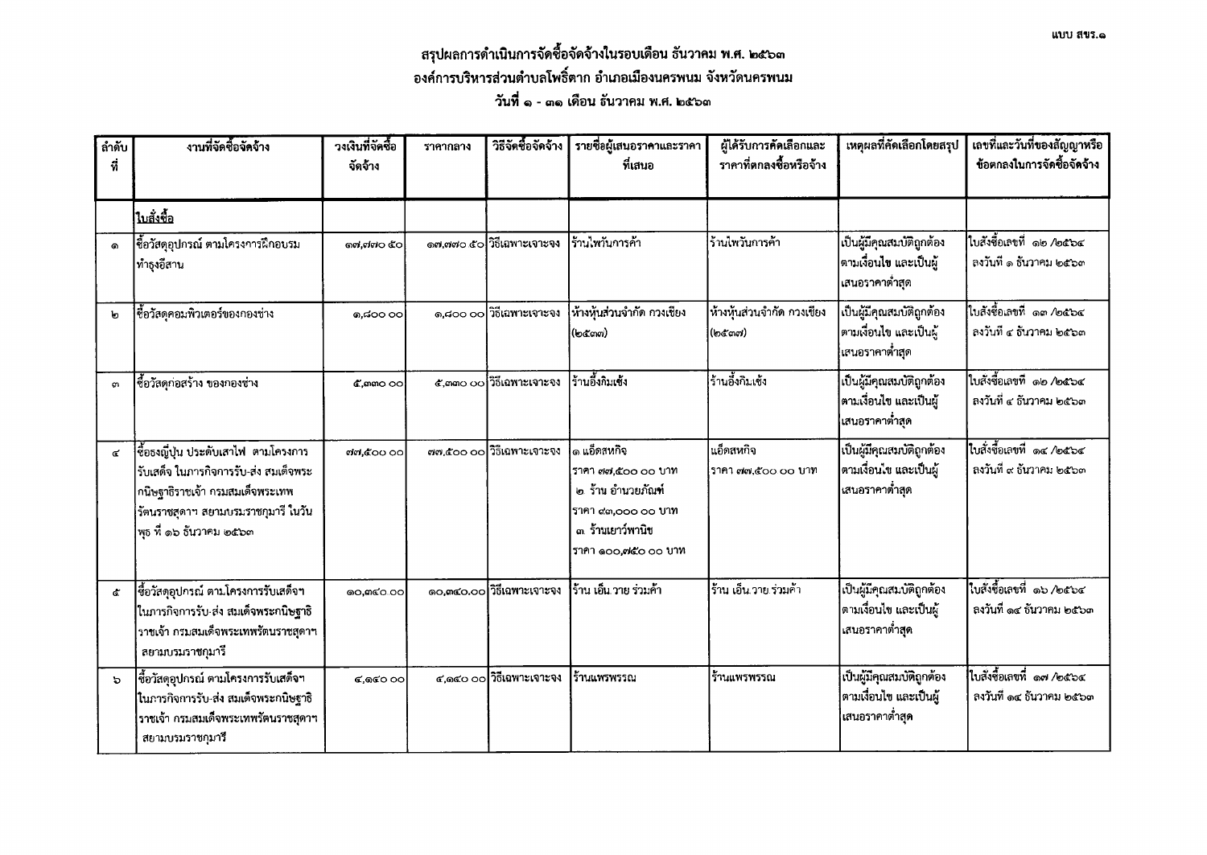แบบ สขร.๑

# สรุปผลการดำเนินการจัดซื้อจัดจ้างในรอบเดือน ธันวาคม พ.ศ. ๒๕๖๓
## องค์การบริหารส่วนตำบลโพธิ์ตาก อำเภอเมืองนครพนม จังหวัดนครพนม
### วันที่ ๑ - ๓๑ เดือน ธันวาคม พ.ศ. ๒๕๖๓

| ลำดับที่ | งานที่จัดซื้อจัดจ้าง | วงเงินที่จัดซื้อจัดจ้าง | ราคากลาง | วิธีจัดซื้อจัดจ้าง | รายชื่อผู้เสนอราคาและราคาที่เสนอ | ผู้ได้รับการคัดเลือกและราคาที่ตกลงซื้อหรือจ้าง | เหตุผลที่คัดเลือกโดยสรุป | เลขที่และวันที่ของสัญญาหรือข้อตกลงในการจัดซื้อจัดจ้าง |
|---|---|---|---|---|---|---|---|---|
| | **ใบสั่งซื้อ** | | | | | | | |
| ๑ | ซื้อวัสดุอุปกรณ์ ตามโครงการฝึกอบรมทำธุงอีสาน | ๑๗,๗๗๐ ๕๐ | ๑๗,๗๗๐ ๕๐ | วิธีเฉพาะเจาะจง | ร้านไพวันการค้า | ร้านไพวันการค้า | เป็นผู้มีคุณสมบัติถูกต้องตามเงื่อนไข และเป็นผู้เสนอราคาต่ำสุด | ใบสั่งซื้อเลขที่ ๑๒ /๒๕๖๔ ลงวันที่ ๑ ธันวาคม ๒๕๖๓ |
| ๒ | ซื้อวัสดุคอมพิวเตอร์ของกองช่าง | ๑,๘๐๐ ๐๐ | ๑,๘๐๐ ๐๐ | วิธีเฉพาะเจาะจง | ห้างหุ้นส่วนจำกัด กวงเชียง (๒๕๓๗) | ห้างหุ้นส่วนจำกัด กวงเชียง (๒๕๓๗) | เป็นผู้มีคุณสมบัติถูกต้องตามเงื่อนไข และเป็นผู้เสนอราคาต่ำสุด | ใบสั่งซื้อเลขที่ ๑๓ /๒๕๖๔ ลงวันที่ ๔ ธันวาคม ๒๕๖๓ |
| ๓ | ซื้อวัสดุก่อสร้าง ของกองช่าง | ๕,๓๓๐ ๐๐ | ๕,๓๓๐ ๐๐ | วิธีเฉพาะเจาะจง | ร้านอึ้งกิมเซ้ง | ร้านอึ้งกิมเซ้ง | เป็นผู้มีคุณสมบัติถูกต้องตามเงื่อนไข และเป็นผู้เสนอราคาต่ำสุด | ใบสั่งซื้อเลขที่ ๑๒ /๒๕๖๔ ลงวันที่ ๔ ธันวาคม ๒๕๖๓ |
| ๔ | ซื้อธงญี่ปุ่น ประดับเสาไฟ ตามโครงการรับเสด็จ ในภารกิจการรับ-ส่ง สมเด็จพระกนิษฐาธิราชเจ้า กรมสมเด็จพระเทพรัตนราชสุดาฯ สยามบรมราชกุมารี ในวันพุธ ที่ ๑๖ ธันวาคม ๒๕๖๓ | ๗๗,๕๐๐ ๐๐ | ๗๗,๕๐๐ ๐๐ | วิธีเฉพาะเจาะจง | ๑ แอ็ดสหกิจ ราคา ๗๗,๕๐๐ ๐๐ บาท ๒ ร้าน อำนวยภัณฑ์ ราคา ๙๓,๐๐๐ ๐๐ บาท ๓. ร้านเยาว์พานิช ราคา ๑๐๐,๗๕๐ ๐๐ บาท | แอ็ดสหกิจ ราคา ๗๗,๕๐๐ ๐๐ บาท | เป็นผู้มีคุณสมบัติถูกต้องตามเงื่อนไข และเป็นผู้เสนอราคาต่ำสุด | ใบสั่งซื้อเลขที่ ๑๔ /๒๕๖๔ ลงวันที่ ๙ ธันวาคม ๒๕๖๓ |
| ๕ | ซื้อวัสดุอุปกรณ์ ตามโครงการรับเสด็จฯ ในภารกิจการรับ-ส่ง สมเด็จพระกนิษฐาธิราชเจ้า กรมสมเด็จพระเทพรัตนราชสุดาฯ สยามบรมราชกุมารี | ๑๐,๓๔๐.๐๐ | ๑๐,๓๔๐.๐๐ | วิธีเฉพาะเจาะจง | ร้าน เอ็น.วาย ร่วมค้า | ร้าน เอ็น.วาย ร่วมค้า | เป็นผู้มีคุณสมบัติถูกต้องตามเงื่อนไข และเป็นผู้เสนอราคาต่ำสุด | ใบสั่งซื้อเลขที่ ๑๖ /๒๕๖๔ ลงวันที่ ๑๔ ธันวาคม ๒๕๖๓ |
| ๖ | ซื้อวัสดุอุปกรณ์ ตามโครงการรับเสด็จฯ ในภารกิจการรับ-ส่ง สมเด็จพระกนิษฐาธิราชเจ้า กรมสมเด็จพระเทพรัตนราชสุดาฯ สยามบรมราชกุมารี | ๔,๑๔๐ ๐๐ | ๔,๑๔๐ ๐๐ | วิธีเฉพาะเจาะจง | ร้านแพรพรรณ | ร้านแพรพรรณ | เป็นผู้มีคุณสมบัติถูกต้องตามเงื่อนไข และเป็นผู้เสนอราคาต่ำสุด | ใบสั่งซื้อเลขที่ ๑๗ /๒๕๖๔ ลงวันที่ ๑๔ ธันวาคม ๒๕๖๓ |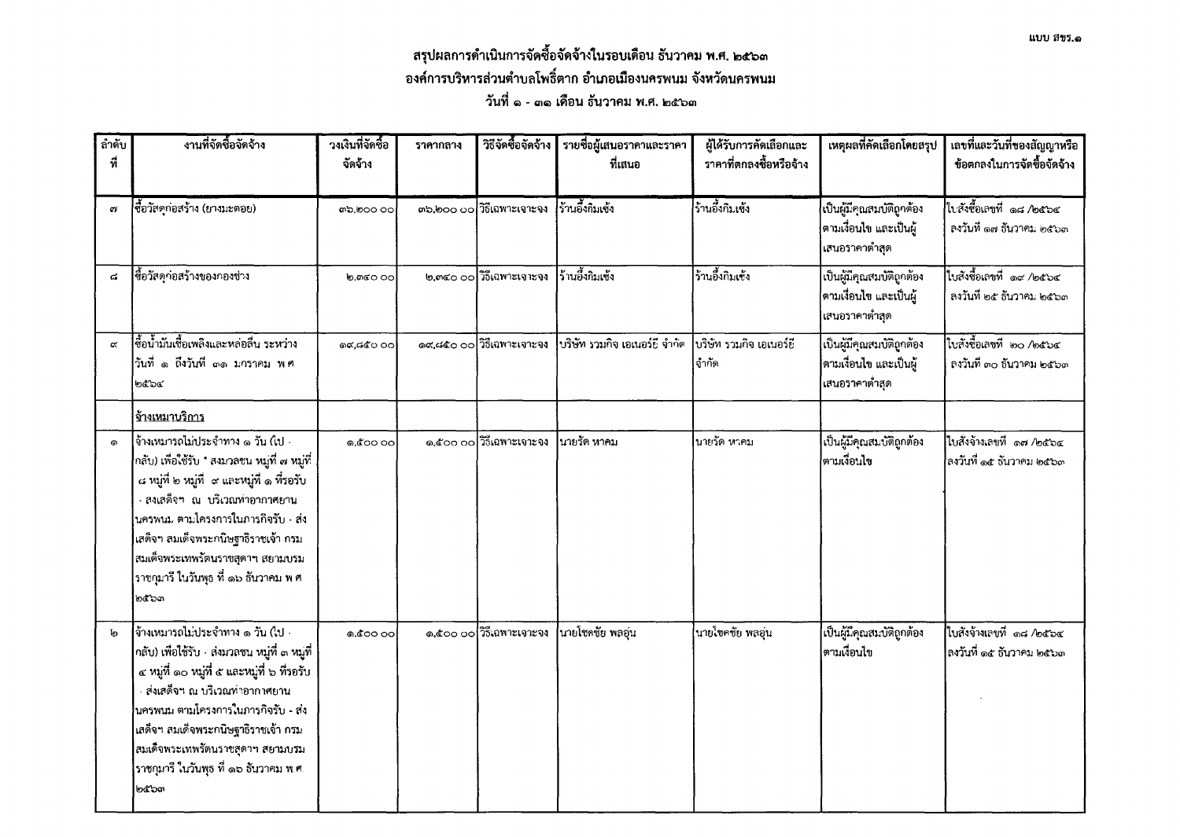แบบ สขร.๑

# สรุปผลการดำเนินการจัดซื้อจัดจ้างในรอบเดือน ธันวาคม พ.ศ. ๒๕๖๓
## องค์การบริหารส่วนตำบลโพธิ์ตาก อำเภอเมืองนครพนม จังหวัดนครพนม
### วันที่ ๑ - ๓๑ เดือน ธันวาคม พ.ศ. ๒๕๖๓

| ลำดับที่ | งานที่จัดซื้อจัดจ้าง | วงเงินที่จัดซื้อจัดจ้าง | ราคากลาง | วิธีจัดซื้อจัดจ้าง | รายชื่อผู้เสนอราคาและราคาที่เสนอ | ผู้ได้รับการคัดเลือกและราคาที่ตกลงซื้อหรือจ้าง | เหตุผลที่คัดเลือกโดยสรุป | เลขที่และวันที่ของสัญญาหรือข้อตกลงในการจัดซื้อจัดจ้าง |
|---|---|---|---|---|---|---|---|---|
| ๗ | ซื้อวัสดุก่อสร้าง (ยางมะตอย) | ๓๖,๒๐๐ ๐๐ | ๓๖,๒๐๐ ๐๐ | วิธีเฉพาะเจาะจง | ร้านอึ้งกิมเซ้ง | ร้านอึ้งกิมเซ้ง | เป็นผู้มีคุณสมบัติถูกต้องตามเงื่อนไข และเป็นผู้เสนอราคาต่ำสุด | ใบสั่งซื้อเลขที่ ๑๘ /๒๕๖๔ ลงวันที่ ๑๗ ธันวาคม ๒๕๖๓ |
| ๘ | ซื้อวัสดุก่อสร้างของกองช่าง | ๒,๓๔๐ ๐๐ | ๒,๓๔๐ ๐๐ | วิธีเฉพาะเจาะจง | ร้านอึ้งกิมเซ้ง | ร้านอึ้งกิมเซ้ง | เป็นผู้มีคุณสมบัติถูกต้องตามเงื่อนไข และเป็นผู้เสนอราคาต่ำสุด | ใบสั่งซื้อเลขที่ ๑๙ /๒๕๖๔ ลงวันที่ ๒๕ ธันวาคม ๒๕๖๓ |
| ๙ | ซื้อน้ำมันเชื้อเพลิงและหล่อลื่น ระหว่างวันที่ ๑ ถึงวันที่ ๓๑ มกราคม พ.ศ. ๒๕๖๔ | ๑๙,๘๕๐ ๐๐ | ๑๙,๘๕๐ ๐๐ | วิธีเฉพาะเจาะจง | บริษัท รวมกิจ เอเนอร์ยี่ จำกัด | บริษัท รวมกิจ เอเนอร์ยี่ จำกัด | เป็นผู้มีคุณสมบัติถูกต้องตามเงื่อนไข และเป็นผู้เสนอราคาต่ำสุด | ใบสั่งซื้อเลขที่ ๒๐ /๒๕๖๔ ลงวันที่ ๓๐ ธันวาคม ๒๕๖๓ |
| | **จ้างเหมาบริการ** | | | | | | | |
| ๑ | จ้างเหมารถไม่ประจำทาง ๑ วัน (ไป - กลับ) เพื่อใช้รับ - ส่งมวลชน หมู่ที่ ๗ หมู่ที่ ๘ หมู่ที่ ๒ หมู่ที่ ๙ และหมู่ที่ ๑ ที่รอรับ - ส่งเสด็จฯ ณ บริเวณท่าอากาศยานนครพนม ตามโครงการในภารกิจรับ - ส่งเสด็จฯ สมเด็จพระกนิษฐาธิราชเจ้า กรมสมเด็จพระเทพรัตนราชสุดาฯ สยามบรมราชกุมารี ในวันพุธ ที่ ๑๖ ธันวาคม พ.ศ. ๒๕๖๓ | ๑,๕๐๐ ๐๐ | ๑,๕๐๐ ๐๐ | วิธีเฉพาะเจาะจง | นายรัด หาคม | นายรัด หาคม | เป็นผู้มีคุณสมบัติถูกต้องตามเงื่อนไข | ใบสั่งจ้างเลขที่ ๑๗ /๒๕๖๔ ลงวันที่ ๑๕ ธันวาคม ๒๕๖๓ |
| ๒ | จ้างเหมารถไม่ประจำทาง ๑ วัน (ไป - กลับ) เพื่อใช้รับ - ส่งมวลชน หมู่ที่ ๓ หมู่ที่ ๔ หมู่ที่ ๑๐ หมู่ที่ ๕ และหมู่ที่ ๖ ที่รอรับ - ส่งเสด็จฯ ณ บริเวณท่าอากาศยานนครพนม ตามโครงการในภารกิจรับ - ส่งเสด็จฯ สมเด็จพระกนิษฐาธิราชเจ้า กรมสมเด็จพระเทพรัตนราชสุดาฯ สยามบรมราชกุมารี ในวันพุธ ที่ ๑๖ ธันวาคม พ.ศ. ๒๕๖๓ | ๑,๕๐๐ ๐๐ | ๑,๕๐๐ ๐๐ | วิธีเฉพาะเจาะจง | นายโชคชัย พลอุ่น | นายโชคชัย พลอุ่น | เป็นผู้มีคุณสมบัติถูกต้องตามเงื่อนไข | ใบสั่งจ้างเลขที่ ๑๘ /๒๕๖๔ ลงวันที่ ๑๕ ธันวาคม ๒๕๖๓ |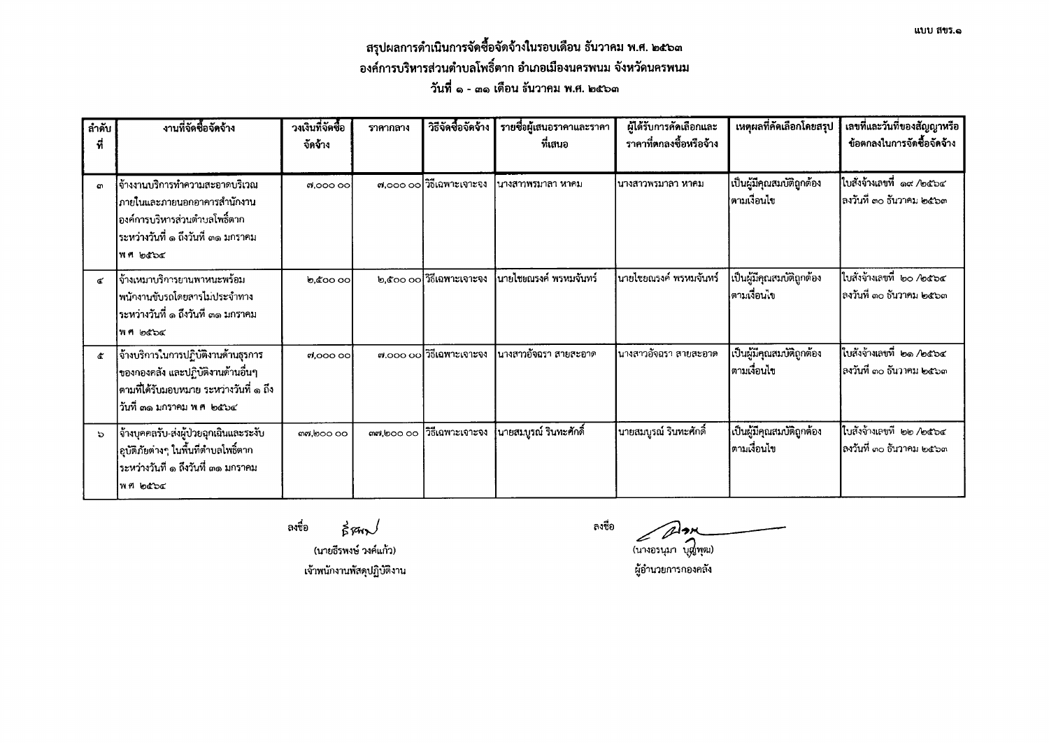แบบ สขร.๑

## สรุปผลการดำเนินการจัดซื้อจัดจ้างในรอบเดือน ธันวาคม พ.ศ. ๒๕๖๓
## องค์การบริหารส่วนตำบลโพธิ์ตาก อำเภอเมืองนครพนม จังหวัดนครพนม
## วันที่ ๑ - ๓๑ เดือน ธันวาคม พ.ศ. ๒๕๖๓

| ลำดับที่ | งานที่จัดซื้อจัดจ้าง | วงเงินที่จัดซื้อจัดจ้าง | ราคากลาง | วิธีจัดซื้อจัดจ้าง | รายชื่อผู้เสนอราคาและราคาที่เสนอ | ผู้ได้รับการคัดเลือกและราคาที่ตกลงซื้อหรือจ้าง | เหตุผลที่คัดเลือกโดยสรุป | เลขที่และวันที่ของสัญญาหรือข้อตกลงในการจัดซื้อจัดจ้าง |
|---|---|---|---|---|---|---|---|---|
| ๓ | จ้างงานบริการทำความสะอาดบริเวณภายในและภายนอกอาคารสำนักงานองค์การบริหารส่วนตำบลโพธิ์ตาก ระหว่างวันที่ ๑ ถึงวันที่ ๓๑ มกราคม พ.ศ. ๒๕๖๔ | ๗,๐๐๐ ๐๐ | ๗,๐๐๐ ๐๐ | วิธีเฉพาะเจาะจง | นางสาวพรมาลา หาคม | นางสาวพรมาลา หาคม | เป็นผู้มีคุณสมบัติถูกต้องตามเงื่อนไข | ใบสั่งจ้างเลขที่ ๑๙ /๒๕๖๔ ลงวันที่ ๓๐ ธันวาคม ๒๕๖๓ |
| ๔ | จ้างเหมาบริการยานพาหนะพร้อมพนักงานขับรถโดยสารไม่ประจำทาง ระหว่างวันที่ ๑ ถึงวันที่ ๓๑ มกราคม พ.ศ. ๒๕๖๔ | ๒,๕๐๐ ๐๐ | ๒,๕๐๐ ๐๐ | วิธีเฉพาะเจาะจง | นายไชยณรงค์ พรหมจันทร์ | นายไชยณรงค์ พรหมจันทร์ | เป็นผู้มีคุณสมบัติถูกต้องตามเงื่อนไข | ใบสั่งจ้างเลขที่ ๒๐ /๒๕๖๔ ลงวันที่ ๓๐ ธันวาคม ๒๕๖๓ |
| ๕ | จ้างบริการในการปฏิบัติงานด้านธุรการของกองคลัง และปฏิบัติงานด้านอื่นๆ ตามที่ได้รับมอบหมาย ระหว่างวันที่ ๑ ถึงวันที่ ๓๑ มกราคม พ.ศ. ๒๕๖๔ | ๗,๐๐๐ ๐๐ | ๗,๐๐๐ ๐๐ | วิธีเฉพาะเจาะจง | นางสาวอัจฉรา สายสะอาด | นางสาวอัจฉรา สายสะอาด | เป็นผู้มีคุณสมบัติถูกต้องตามเงื่อนไข | ใบสั่งจ้างเลขที่ ๒๑ /๒๕๖๔ ลงวันที่ ๓๐ ธันวาคม ๒๕๖๓ |
| ๖ | จ้างบุคคลรับ-ส่งผู้ป่วยฉุกเฉินและระงับอุบัติภัยต่างๆ ในพื้นที่ตำบลโพธิ์ตาก ระหว่างวันที่ ๑ ถึงวันที่ ๓๑ มกราคม พ.ศ. ๒๕๖๔ | ๓๗,๒๐๐ ๐๐ | ๓๗,๒๐๐ ๐๐ | วิธีเฉพาะเจาะจง | นายสมบูรณ์ รินทะศักดิ์ | นายสมบูรณ์ รินทะศักดิ์ | เป็นผู้มีคุณสมบัติถูกต้องตามเงื่อนไข | ใบสั่งจ้างเลขที่ ๒๒ /๒๕๖๔ ลงวันที่ ๓๐ ธันวาคม ๒๕๖๓ |

ลงชื่อ ธีรพงษ์

(นายธีรพงษ์ วงค์แก้ว)

เจ้าพนักงานพัสดุปฏิบัติงาน

ลงชื่อ อรนุมา

(นางอรนุมา บุญพุฒ)

ผู้อำนวยการกองคลัง